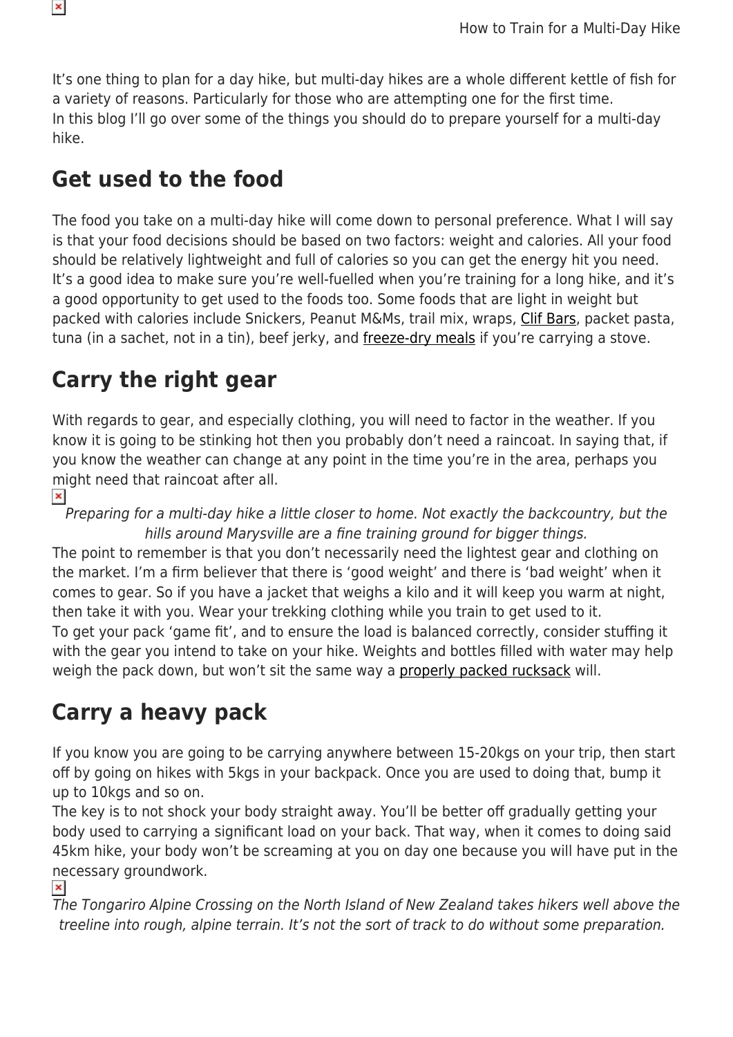It's one thing to plan for a day hike, but multi-day hikes are a whole different kettle of fish for a variety of reasons. Particularly for those who are attempting one for the first time.
In this blog I'll go over some of the things you should do to prepare yourself for a multi-day hike.

## Get used to the food

The food you take on a multi-day hike will come down to personal preference. What I will say is that your food decisions should be based on two factors: weight and calories. All your food should be relatively lightweight and full of calories so you can get the energy hit you need. It's a good idea to make sure you're well-fuelled when you're training for a long hike, and it's a good opportunity to get used to the foods too. Some foods that are light in weight but packed with calories include Snickers, Peanut M&Ms, trail mix, wraps, Clif Bars, packet pasta, tuna (in a sachet, not in a tin), beef jerky, and freeze-dry meals if you're carrying a stove.

## Carry the right gear

With regards to gear, and especially clothing, you will need to factor in the weather. If you know it is going to be stinking hot then you probably don't need a raincoat. In saying that, if you know the weather can change at any point in the time you're in the area, perhaps you might need that raincoat after all.

*Preparing for a multi-day hike a little closer to home. Not exactly the backcountry, but the hills around Marysville are a fine training ground for bigger things.*

The point to remember is that you don't necessarily need the lightest gear and clothing on the market. I'm a firm believer that there is 'good weight' and there is 'bad weight' when it comes to gear. So if you have a jacket that weighs a kilo and it will keep you warm at night, then take it with you. Wear your trekking clothing while you train to get used to it.
To get your pack 'game fit', and to ensure the load is balanced correctly, consider stuffing it with the gear you intend to take on your hike. Weights and bottles filled with water may help weigh the pack down, but won't sit the same way a properly packed rucksack will.

## Carry a heavy pack

If you know you are going to be carrying anywhere between 15-20kgs on your trip, then start off by going on hikes with 5kgs in your backpack. Once you are used to doing that, bump it up to 10kgs and so on.
The key is to not shock your body straight away. You'll be better off gradually getting your body used to carrying a significant load on your back. That way, when it comes to doing said 45km hike, your body won't be screaming at you on day one because you will have put in the necessary groundwork.

*The Tongariro Alpine Crossing on the North Island of New Zealand takes hikers well above the treeline into rough, alpine terrain. It's not the sort of track to do without some preparation.*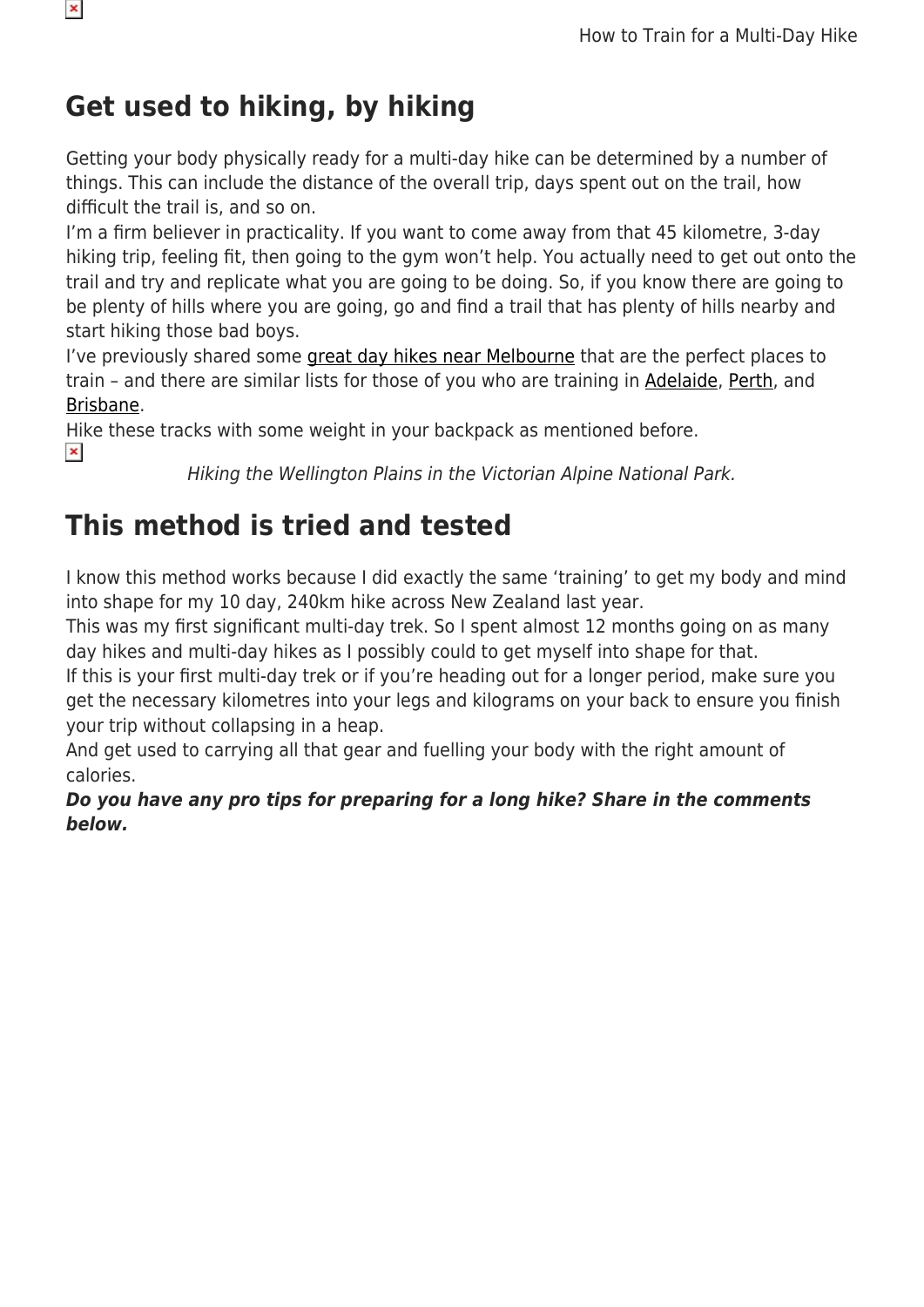## Get used to hiking, by hiking

Getting your body physically ready for a multi-day hike can be determined by a number of things. This can include the distance of the overall trip, days spent out on the trail, how difficult the trail is, and so on.

I'm a firm believer in practicality. If you want to come away from that 45 kilometre, 3-day hiking trip, feeling fit, then going to the gym won't help. You actually need to get out onto the trail and try and replicate what you are going to be doing. So, if you know there are going to be plenty of hills where you are going, go and find a trail that has plenty of hills nearby and start hiking those bad boys.

I've previously shared some great day hikes near Melbourne that are the perfect places to train – and there are similar lists for those of you who are training in Adelaide, Perth, and Brisbane.

Hike these tracks with some weight in your backpack as mentioned before.

*Hiking the Wellington Plains in the Victorian Alpine National Park.*

## This method is tried and tested

I know this method works because I did exactly the same 'training' to get my body and mind into shape for my 10 day, 240km hike across New Zealand last year.

This was my first significant multi-day trek. So I spent almost 12 months going on as many day hikes and multi-day hikes as I possibly could to get myself into shape for that.

If this is your first multi-day trek or if you're heading out for a longer period, make sure you get the necessary kilometres into your legs and kilograms on your back to ensure you finish your trip without collapsing in a heap.

And get used to carrying all that gear and fuelling your body with the right amount of calories.

***Do you have any pro tips for preparing for a long hike? Share in the comments below.***